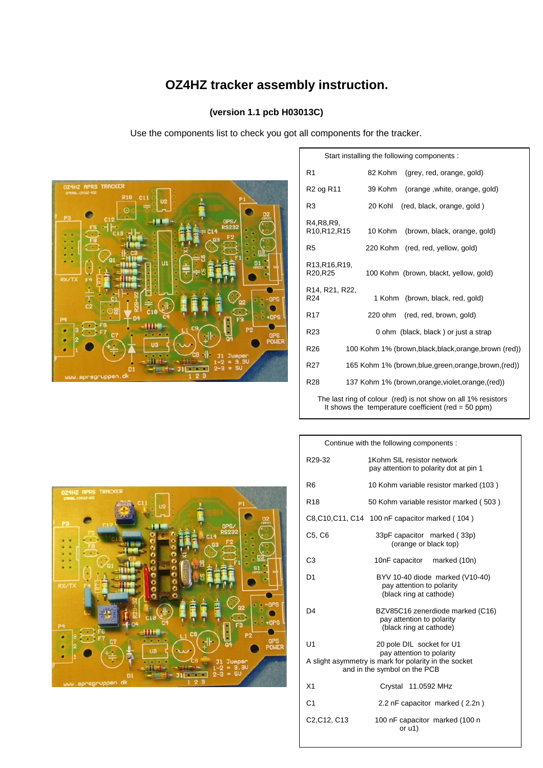# OZ4HZ tracker assembly instruction.

**(version 1.1 pcb H03013C)**

Use the components list to check you got all components for the tracker.

| Start installing the following components : | |
|---|---|
| R1 | 82 Kohm (grey, red, orange, gold) |
| R2 og R11 | 39 Kohm (orange ,white, orange, gold) |
| R3 | 20 Kohl (red, black, orange, gold ) |
| R4,R8,R9, R10,R12,R15 | 10 Kohm (brown, black, orange, gold) |
| R5 | 220 Kohm (red, red, yellow, gold) |
| R13,R16,R19, R20,R25 | 100 Kohm (brown, blackt, yellow, gold) |
| R14, R21, R22, R24 | 1 Kohm (brown, black, red, gold) |
| R17 | 220 ohm (red, red, brown, gold) |
| R23 | 0 ohm (black, black ) or just a strap |
| R26 | 100 Kohm 1% (brown,black,black,orange,brown (red)) |
| R27 | 165 Kohm 1% (brown,blue,green,orange,brown,(red)) |
| R28 | 137 Kohm 1% (brown,orange,violet,orange,(red)) |

The last ring of colour (red) is not show on all 1% resistors
It shows the temperature coefficient (red = 50 ppm)

| Continue with the following components : | |
|---|---|
| R29-32 | 1Kohm SIL resistor network<br>pay attention to polarity dot at pin 1 |
| R6 | 10 Kohm variable resistor marked (103 ) |
| R18 | 50 Kohm variable resistor marked ( 503 ) |
| C8,C10,C11, C14 | 100 nF capacitor marked ( 104 ) |
| C5, C6 | 33pF capacitor marked ( 33p)<br>(orange or black top) |
| C3 | 10nF capacitor marked (10n) |
| D1 | BYV 10-40 diode marked (V10-40)<br>pay attention to polarity<br>(black ring at cathode) |
| D4 | BZV85C16 zenerdiode marked (C16)<br>pay attention to polarity<br>(black ring at cathode) |
| U1 | 20 pole DIL socket for U1<br>pay attention to polarity<br>A slight asymmetry is mark for polarity in the socket and in the symbol on the PCB |
| X1 | Crystal 11.0592 MHz |
| C1 | 2.2 nF capacitor marked ( 2.2n ) |
| C2,C12, C13 | 100 nF capacitor marked (100 n or u1) |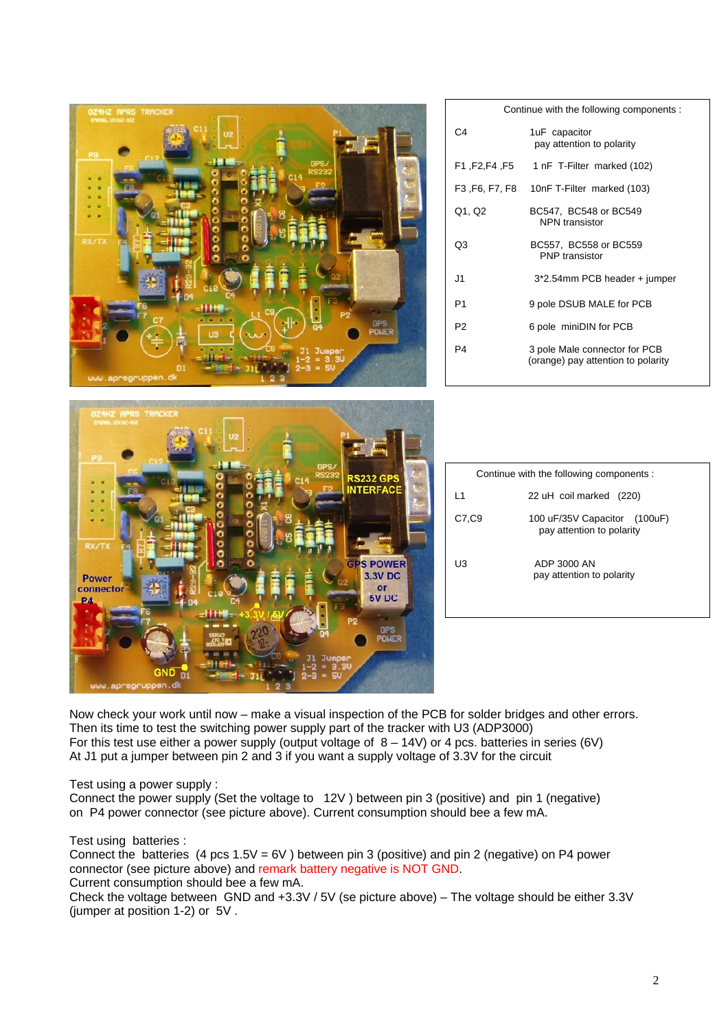| Continue with the following components : | |
|---|---|
| C4 | 1uF capacitor pay attention to polarity |
| F1 ,F2,F4 ,F5 | 1 nF T-Filter marked (102) |
| F3 ,F6, F7, F8 | 10nF T-Filter marked (103) |
| Q1, Q2 | BC547, BC548 or BC549 NPN transistor |
| Q3 | BC557, BC558 or BC559 PNP transistor |
| J1 | 3*2.54mm PCB header + jumper |
| P1 | 9 pole DSUB MALE for PCB |
| P2 | 6 pole miniDIN for PCB |
| P4 | 3 pole Male connector for PCB (orange) pay attention to polarity |

| Continue with the following components : | |
|---|---|
| L1 | 22 uH coil marked (220) |
| C7,C9 | 100 uF/35V Capacitor (100uF) pay attention to polarity |
| U3 | ADP 3000 AN pay attention to polarity |

Now check your work until now – make a visual inspection of the PCB for solder bridges and other errors.
Then its time to test the switching power supply part of the tracker with U3 (ADP3000)
For this test use either a power supply (output voltage of 8 – 14V) or 4 pcs. batteries in series (6V)
At J1 put a jumper between pin 2 and 3 if you want a supply voltage of 3.3V for the circuit

Test using a power supply :
Connect the power supply (Set the voltage to 12V ) between pin 3 (positive) and pin 1 (negative) on P4 power connector (see picture above). Current consumption should bee a few mA.

Test using batteries :
Connect the batteries (4 pcs 1.5V = 6V ) between pin 3 (positive) and pin 2 (negative) on P4 power connector (see picture above) and remark battery negative is NOT GND.
Current consumption should bee a few mA.
Check the voltage between GND and +3.3V / 5V (se picture above) – The voltage should be either 3.3V (jumper at position 1-2) or 5V .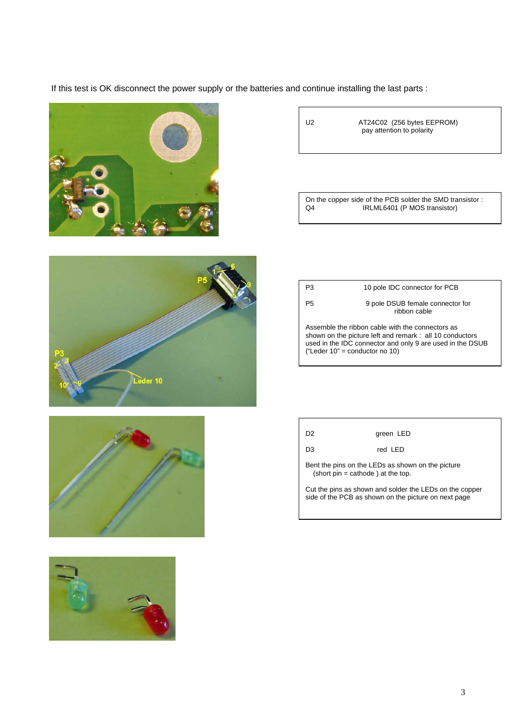If this test is OK disconnect the power supply or the batteries and continue installing the last parts :

| | |
|---|---|
| U2 | AT24C02 (256 bytes EEPROM) pay attention to polarity |

On the copper side of the PCB solder the SMD transistor :
Q4 IRLML6401 (P MOS transistor)

| | |
|---|---|
| P3 | 10 pole IDC connector for PCB |
| P5 | 9 pole DSUB female connector for ribbon cable |

Assemble the ribbon cable with the connectors as shown on the picture left and remark : all 10 conductors used in the IDC connector and only 9 are used in the DSUB ("Leder 10" = conductor no 10)

| | |
|---|---|
| D2 | green LED |
| D3 | red LED |

Bent the pins on the LEDs as shown on the picture (short pin = cathode ) at the top.

Cut the pins as shown and solder the LEDs on the copper side of the PCB as shown on the picture on next page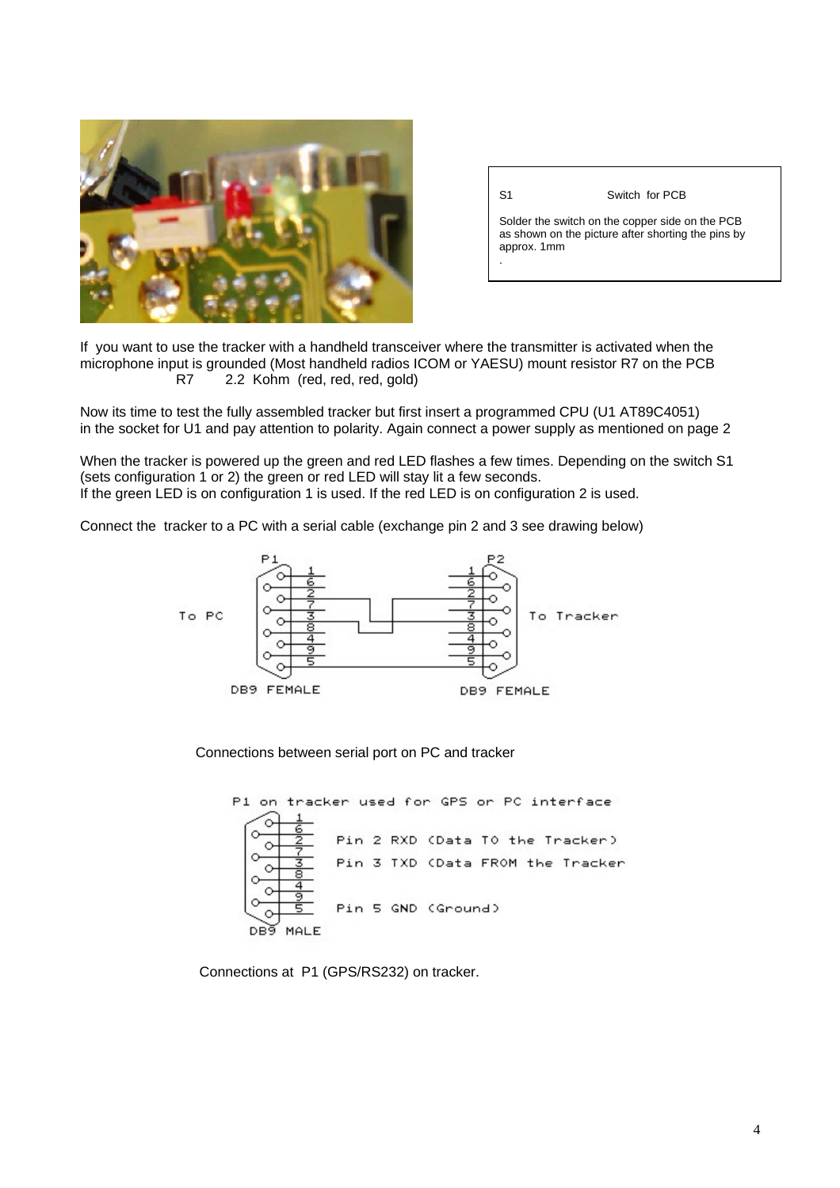S1 Switch for PCB

Solder the switch on the copper side on the PCB as shown on the picture after shorting the pins by approx. 1mm

If you want to use the tracker with a handheld transceiver where the transmitter is activated when the microphone input is grounded (Most handheld radios ICOM or YAESU) mount resistor R7 on the PCB

R7 2.2 Kohm (red, red, red, gold)

Now its time to test the fully assembled tracker but first insert a programmed CPU (U1 AT89C4051) in the socket for U1 and pay attention to polarity. Again connect a power supply as mentioned on page 2

When the tracker is powered up the green and red LED flashes a few times. Depending on the switch S1 (sets configuration 1 or 2) the green or red LED will stay lit a few seconds.
If the green LED is on configuration 1 is used. If the red LED is on configuration 2 is used.

Connect the tracker to a PC with a serial cable (exchange pin 2 and 3 see drawing below)

P1 To PC DB9 FEMALE — P2 To Tracker DB9 FEMALE

Connections between serial port on PC and tracker

P1 on tracker used for GPS or PC interface

Pin 2 RXD (Data TO the Tracker)
Pin 3 TXD (Data FROM the Tracker)
Pin 5 GND (Ground)

DB9 MALE

Connections at P1 (GPS/RS232) on tracker.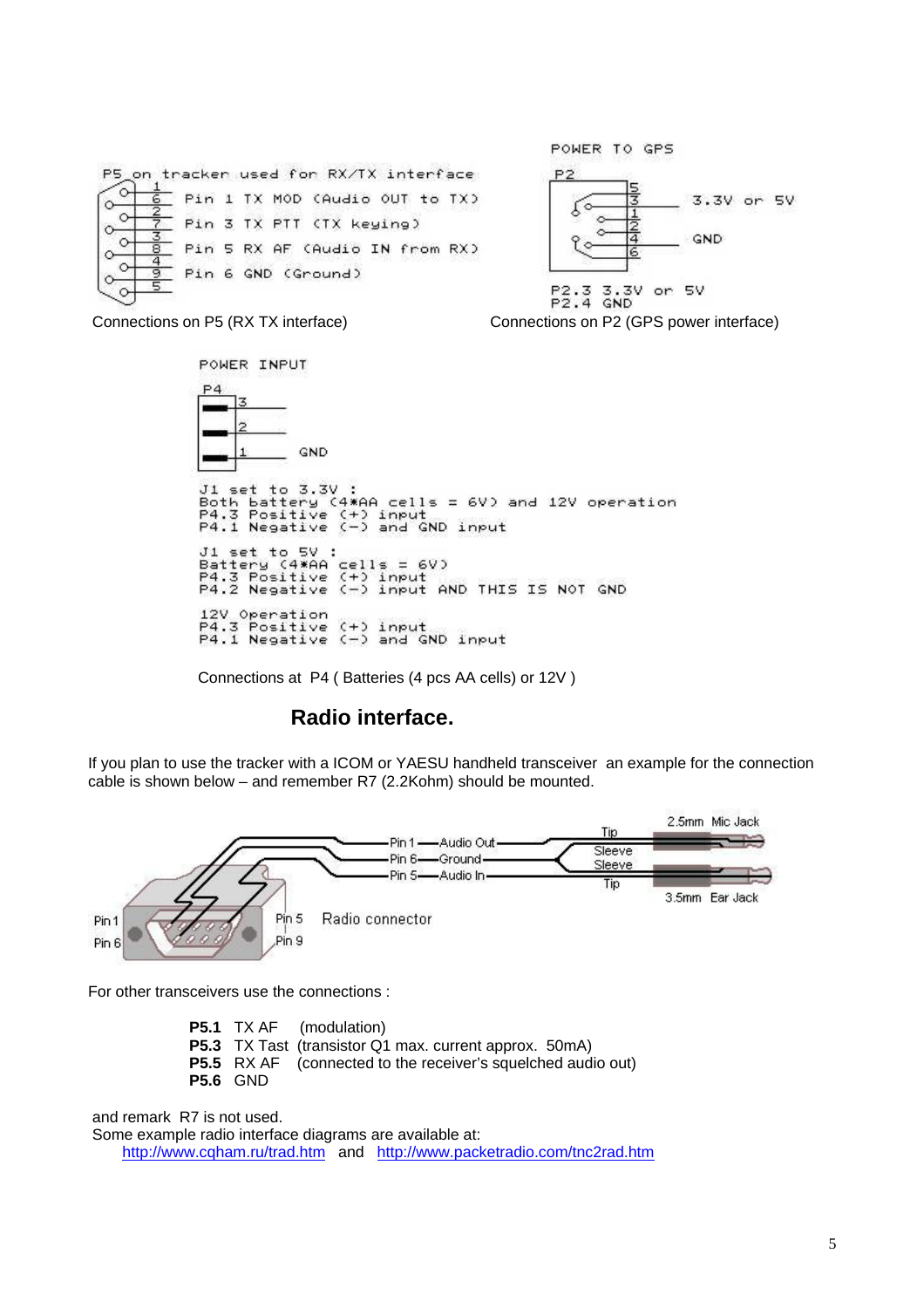P5 on tracker used for RX/TX interface

Pin 1 TX MOD (Audio OUT to TX)
Pin 3 TX PTT (TX keying)
Pin 5 RX AF (Audio IN from RX)
Pin 6 GND (Ground)

Connections on P5 (RX TX interface)

POWER TO GPS

P2

3.3V or 5V

GND

P2.3 3.3V or 5V
P2.4 GND

Connections on P2 (GPS power interface)

POWER INPUT

P4

GND

J1 set to 3.3V :
Both battery (4*AA cells = 6V) and 12V operation
P4.3 Positive (+) input
P4.1 Negative (-) and GND input

J1 set to 5V :
Battery (4*AA cells = 6V)
P4.3 Positive (+) input
P4.2 Negative (-) input AND THIS IS NOT GND

12V Operation
P4.3 Positive (+) input
P4.1 Negative (-) and GND input

Connections at P4 ( Batteries (4 pcs AA cells) or 12V )

## Radio interface.

If you plan to use the tracker with a ICOM or YAESU handheld transceiver an example for the connection cable is shown below – and remember R7 (2.2Kohm) should be mounted.

Pin 1 – Audio Out – Tip – 2.5mm Mic Jack
Pin 6 – Ground – Sleeve / Sleeve
Pin 5 – Audio In – Tip – 3.5mm Ear Jack

Pin 1, Pin 6, Pin 5, Pin 9 – Radio connector

For other transceivers use the connections :

**P5.1** TX AF (modulation)
**P5.3** TX Tast (transistor Q1 max. current approx. 50mA)
**P5.5** RX AF (connected to the receiver's squelched audio out)
**P5.6** GND

and remark R7 is not used.
Some example radio interface diagrams are available at:
http://www.cqham.ru/trad.htm and http://www.packetradio.com/tnc2rad.htm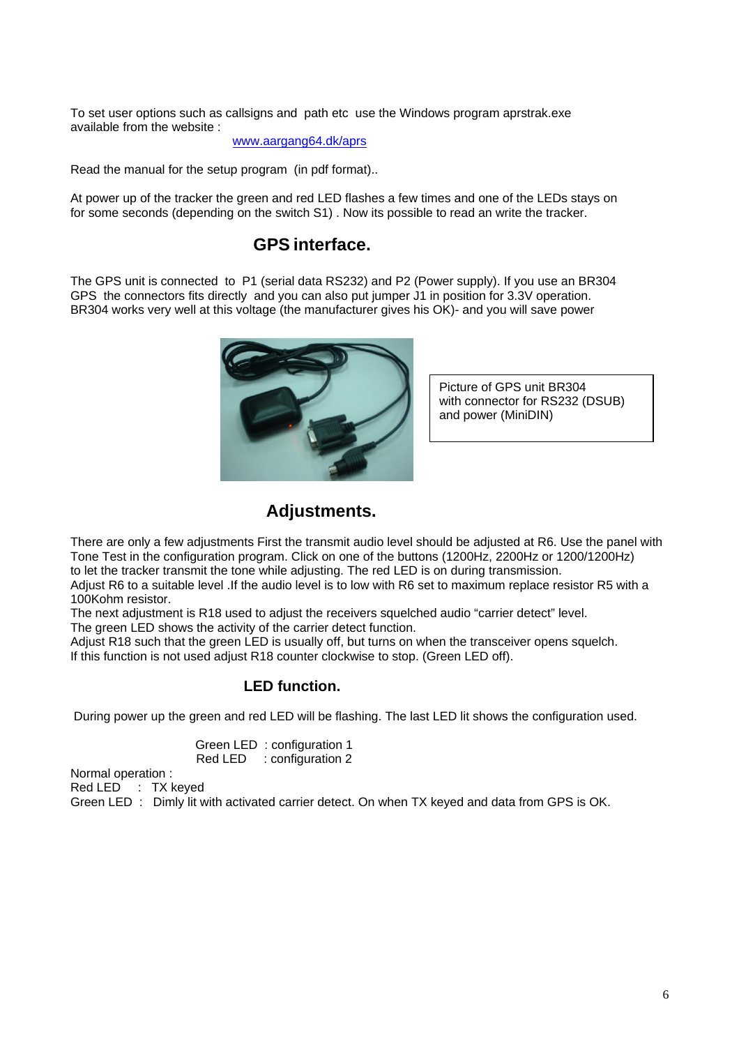To set user options such as callsigns and path etc use the Windows program aprstrak.exe available from the website :

www.aargang64.dk/aprs

Read the manual for the setup program (in pdf format)..

At power up of the tracker the green and red LED flashes a few times and one of the LEDs stays on for some seconds (depending on the switch S1) . Now its possible to read an write the tracker.

## GPS interface.

The GPS unit is connected to P1 (serial data RS232) and P2 (Power supply). If you use an BR304 GPS the connectors fits directly and you can also put jumper J1 in position for 3.3V operation. BR304 works very well at this voltage (the manufacturer gives his OK)- and you will save power

Picture of GPS unit BR304 with connector for RS232 (DSUB) and power (MiniDIN)

## Adjustments.

There are only a few adjustments First the transmit audio level should be adjusted at R6. Use the panel with Tone Test in the configuration program. Click on one of the buttons (1200Hz, 2200Hz or 1200/1200Hz) to let the tracker transmit the tone while adjusting. The red LED is on during transmission.
Adjust R6 to a suitable level .If the audio level is to low with R6 set to maximum replace resistor R5 with a 100Kohm resistor.
The next adjustment is R18 used to adjust the receivers squelched audio “carrier detect” level.
The green LED shows the activity of the carrier detect function.
Adjust R18 such that the green LED is usually off, but turns on when the transceiver opens squelch.
If this function is not used adjust R18 counter clockwise to stop. (Green LED off).

## LED function.

During power up the green and red LED will be flashing. The last LED lit shows the configuration used.

Green LED : configuration 1
Red LED : configuration 2

Normal operation :
Red LED : TX keyed
Green LED : Dimly lit with activated carrier detect. On when TX keyed and data from GPS is OK.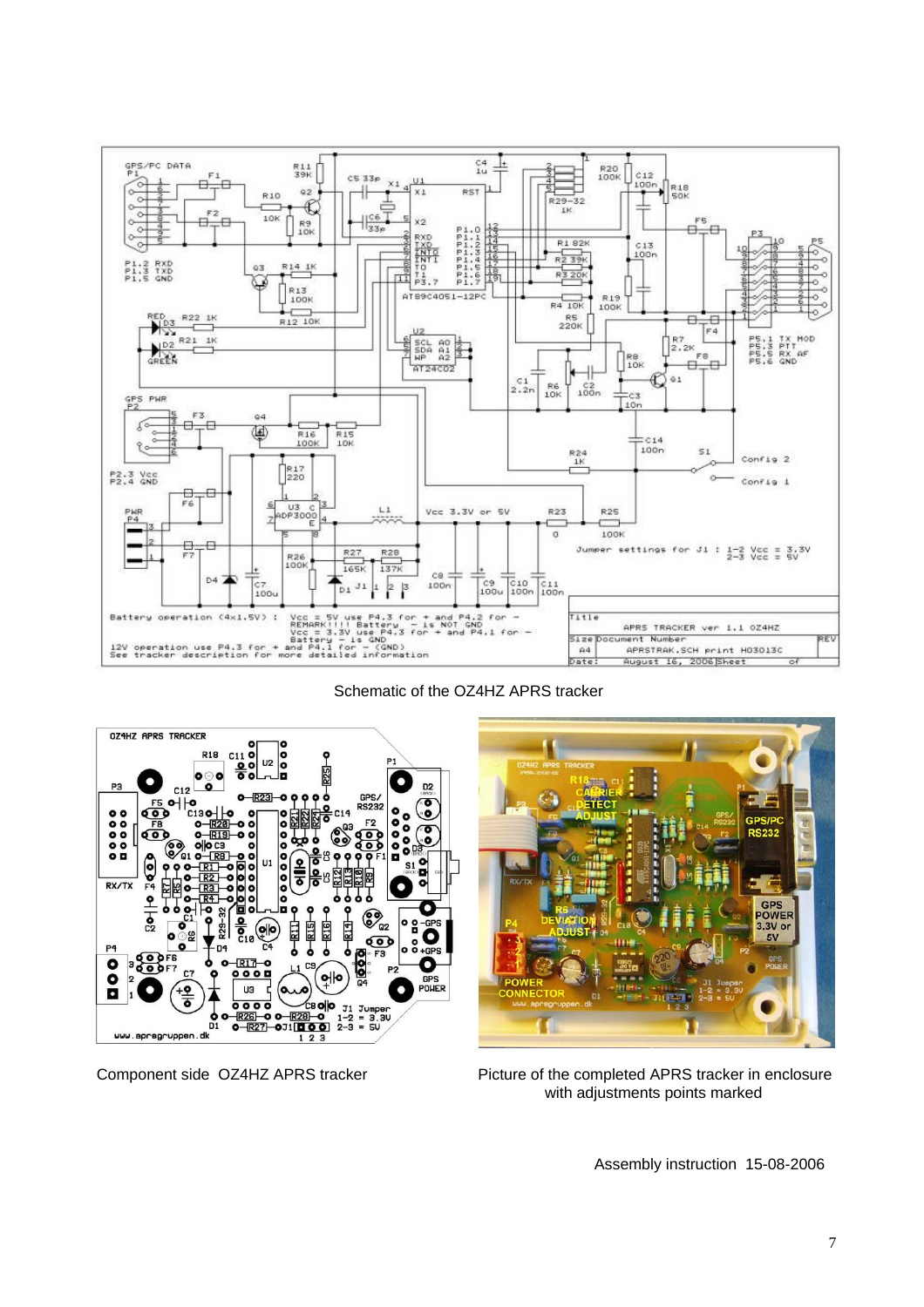Schematic of the OZ4HZ APRS tracker

Component side OZ4HZ APRS tracker

Picture of the completed APRS tracker in enclosure with adjustments points marked

Assembly instruction 15-08-2006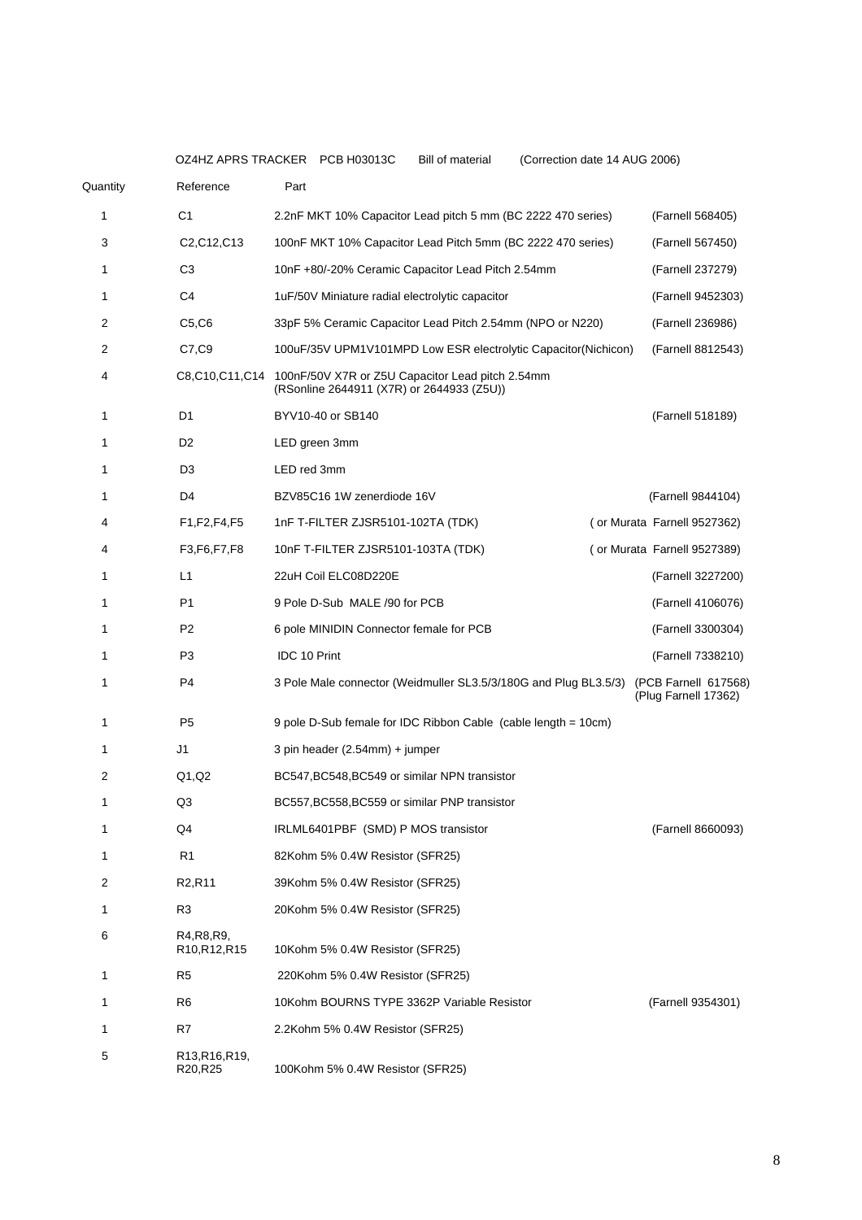OZ4HZ APRS TRACKER PCB H03013C Bill of material (Correction date 14 AUG 2006)

| Quantity | Reference | Part | |
|---|---|---|---|
| 1 | C1 | 2.2nF MKT 10% Capacitor Lead pitch 5 mm (BC 2222 470 series) | (Farnell 568405) |
| 3 | C2,C12,C13 | 100nF MKT 10% Capacitor Lead Pitch 5mm (BC 2222 470 series) | (Farnell 567450) |
| 1 | C3 | 10nF +80/-20% Ceramic Capacitor Lead Pitch 2.54mm | (Farnell 237279) |
| 1 | C4 | 1uF/50V Miniature radial electrolytic capacitor | (Farnell 9452303) |
| 2 | C5,C6 | 33pF 5% Ceramic Capacitor Lead Pitch 2.54mm (NPO or N220) | (Farnell 236986) |
| 2 | C7,C9 | 100uF/35V UPM1V101MPD Low ESR electrolytic Capacitor(Nichicon) | (Farnell 8812543) |
| 4 | C8,C10,C11,C14 | 100nF/50V X7R or Z5U Capacitor Lead pitch 2.54mm (RSonline 2644911 (X7R) or 2644933 (Z5U)) | |
| 1 | D1 | BYV10-40 or SB140 | (Farnell 518189) |
| 1 | D2 | LED green 3mm | |
| 1 | D3 | LED red 3mm | |
| 1 | D4 | BZV85C16 1W zenerdiode 16V | (Farnell 9844104) |
| 4 | F1,F2,F4,F5 | 1nF T-FILTER ZJSR5101-102TA (TDK) | ( or Murata Farnell 9527362) |
| 4 | F3,F6,F7,F8 | 10nF T-FILTER ZJSR5101-103TA (TDK) | ( or Murata Farnell 9527389) |
| 1 | L1 | 22uH Coil ELC08D220E | (Farnell 3227200) |
| 1 | P1 | 9 Pole D-Sub MALE /90 for PCB | (Farnell 4106076) |
| 1 | P2 | 6 pole MINIDIN Connector female for PCB | (Farnell 3300304) |
| 1 | P3 | IDC 10 Print | (Farnell 7338210) |
| 1 | P4 | 3 Pole Male connector (Weidmuller SL3.5/3/180G and Plug BL3.5/3) | (PCB Farnell 617568) (Plug Farnell 17362) |
| 1 | P5 | 9 pole D-Sub female for IDC Ribbon Cable (cable length = 10cm) | |
| 1 | J1 | 3 pin header (2.54mm) + jumper | |
| 2 | Q1,Q2 | BC547,BC548,BC549 or similar NPN transistor | |
| 1 | Q3 | BC557,BC558,BC559 or similar PNP transistor | |
| 1 | Q4 | IRLML6401PBF (SMD) P MOS transistor | (Farnell 8660093) |
| 1 | R1 | 82Kohm 5% 0.4W Resistor (SFR25) | |
| 2 | R2,R11 | 39Kohm 5% 0.4W Resistor (SFR25) | |
| 1 | R3 | 20Kohm 5% 0.4W Resistor (SFR25) | |
| 6 | R4,R8,R9, R10,R12,R15 | 10Kohm 5% 0.4W Resistor (SFR25) | |
| 1 | R5 | 220Kohm 5% 0.4W Resistor (SFR25) | |
| 1 | R6 | 10Kohm BOURNS TYPE 3362P Variable Resistor | (Farnell 9354301) |
| 1 | R7 | 2.2Kohm 5% 0.4W Resistor (SFR25) | |
| 5 | R13,R16,R19, R20,R25 | 100Kohm 5% 0.4W Resistor (SFR25) | |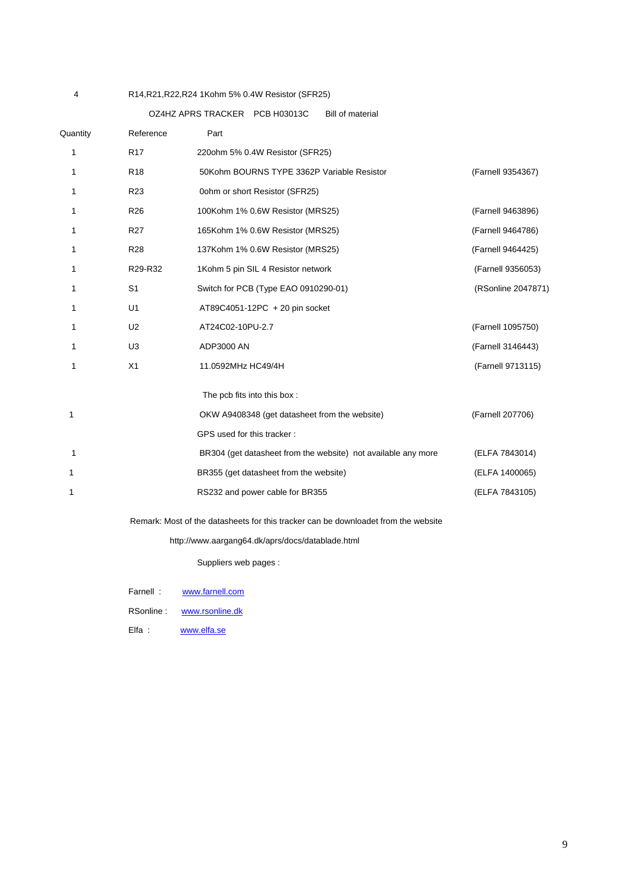| 4 | R14,R21,R22,R24 1Kohm 5% 0.4W Resistor (SFR25) | | |
|---|---|---|---|

OZ4HZ APRS TRACKER PCB H03013C Bill of material

| Quantity | Reference | Part | |
|---|---|---|---|
| 1 | R17 | 220ohm 5% 0.4W Resistor (SFR25) | |
| 1 | R18 | 50Kohm BOURNS TYPE 3362P Variable Resistor | (Farnell 9354367) |
| 1 | R23 | 0ohm or short Resistor (SFR25) | |
| 1 | R26 | 100Kohm 1% 0.6W Resistor (MRS25) | (Farnell 9463896) |
| 1 | R27 | 165Kohm 1% 0.6W Resistor (MRS25) | (Farnell 9464786) |
| 1 | R28 | 137Kohm 1% 0.6W Resistor (MRS25) | (Farnell 9464425) |
| 1 | R29-R32 | 1Kohm 5 pin SIL 4 Resistor network | (Farnell 9356053) |
| 1 | S1 | Switch for PCB (Type EAO 0910290-01) | (RSonline 2047871) |
| 1 | U1 | AT89C4051-12PC + 20 pin socket | |
| 1 | U2 | AT24C02-10PU-2.7 | (Farnell 1095750) |
| 1 | U3 | ADP3000 AN | (Farnell 3146443) |
| 1 | X1 | 11.0592MHz HC49/4H | (Farnell 9713115) |
| | | The pcb fits into this box : | |
| 1 | | OKW A9408348 (get datasheet from the website) | (Farnell 207706) |
| | | GPS used for this tracker : | |
| 1 | | BR304 (get datasheet from the website) not available any more | (ELFA 7843014) |
| 1 | | BR355 (get datasheet from the website) | (ELFA 1400065) |
| 1 | | RS232 and power cable for BR355 | (ELFA 7843105) |

Remark: Most of the datasheets for this tracker can be downloadet from the website

http://www.aargang64.dk/aprs/docs/datablade.html

Suppliers web pages :

Farnell : www.farnell.com

RSonline : www.rsonline.dk

Elfa : www.elfa.se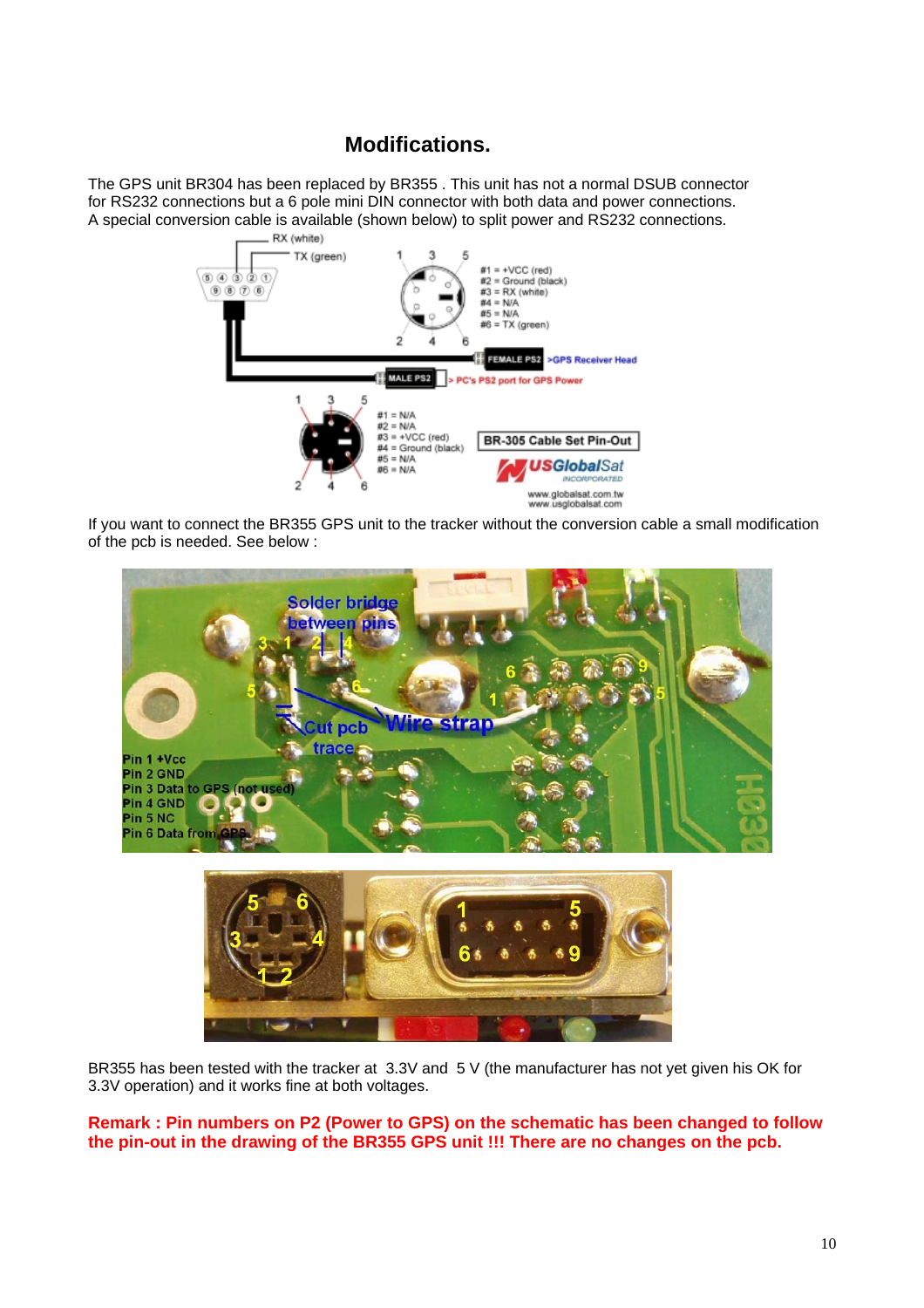# Modifications.

The GPS unit BR304 has been replaced by BR355 . This unit has not a normal DSUB connector for RS232 connections but a 6 pole mini DIN connector with both data and power connections. A special conversion cable is available (shown below) to split power and RS232 connections.

RX (white)
TX (green)

#1 = +VCC (red)
#2 = Ground (black)
#3 = RX (white)
#4 = N/A
#5 = N/A
#6 = TX (green)

FEMALE PS2 >GPS Receiver Head
MALE PS2 > PC's PS2 port for GPS Power

#1 = N/A
#2 = N/A
#3 = +VCC (red)
#4 = Ground (black)
#5 = N/A
#6 = N/A

BR-305 Cable Set Pin-Out

USGlobalSat INCORPORATED
www.globalsat.com.tw
www.usglobalsat.com

If you want to connect the BR355 GPS unit to the tracker without the conversion cable a small modification of the pcb is needed. See below :

Solder bridge between pins
Wire strap
Cut pcb trace

Pin 1 +Vcc
Pin 2 GND
Pin 3 Data to GPS (not used)
Pin 4 GND
Pin 5 NC
Pin 6 Data from GPS

BR355 has been tested with the tracker at 3.3V and 5 V (the manufacturer has not yet given his OK for 3.3V operation) and it works fine at both voltages.

**Remark : Pin numbers on P2 (Power to GPS) on the schematic has been changed to follow the pin-out in the drawing of the BR355 GPS unit !!! There are no changes on the pcb.**